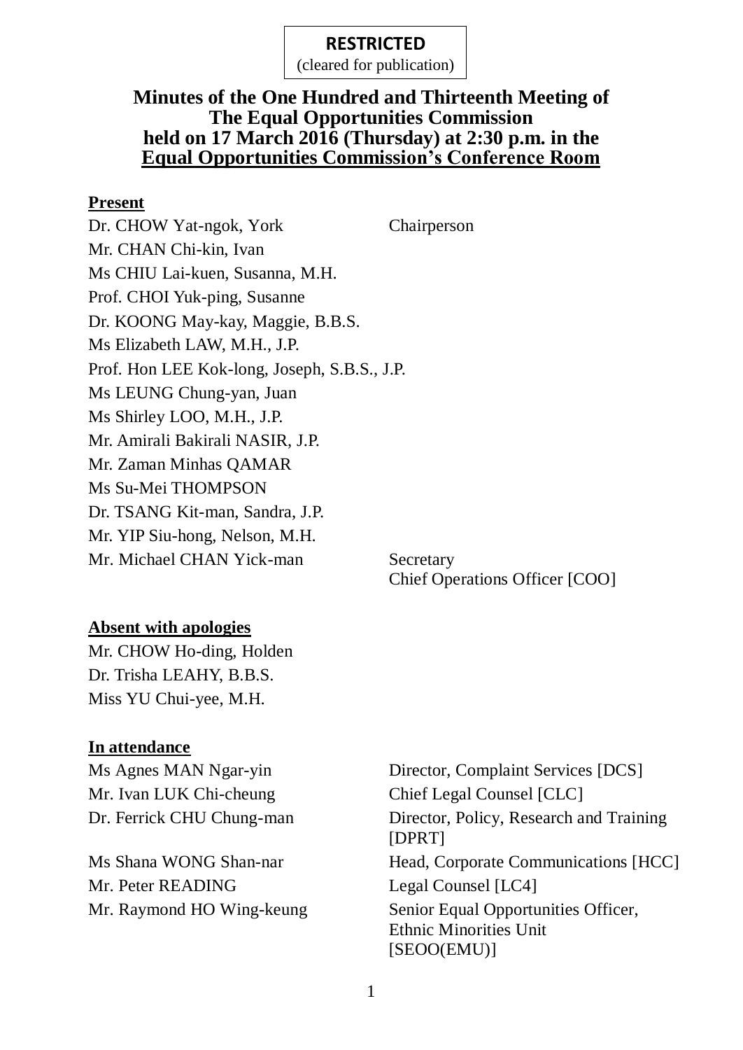**RESTRICTED**
(cleared for publication)

# Minutes of the One Hundred and Thirteenth Meeting of The Equal Opportunities Commission held on 17 March 2016 (Thursday) at 2:30 p.m. in the Equal Opportunities Commission's Conference Room

**Present**

| | |
|---|---|
| Dr. CHOW Yat-ngok, York | Chairperson |
| Mr. CHAN Chi-kin, Ivan | |
| Ms CHIU Lai-kuen, Susanna, M.H. | |
| Prof. CHOI Yuk-ping, Susanne | |
| Dr. KOONG May-kay, Maggie, B.B.S. | |
| Ms Elizabeth LAW, M.H., J.P. | |
| Prof. Hon LEE Kok-long, Joseph, S.B.S., J.P. | |
| Ms LEUNG Chung-yan, Juan | |
| Ms Shirley LOO, M.H., J.P. | |
| Mr. Amirali Bakirali NASIR, J.P. | |
| Mr. Zaman Minhas QAMAR | |
| Ms Su-Mei THOMPSON | |
| Dr. TSANG Kit-man, Sandra, J.P. | |
| Mr. YIP Siu-hong, Nelson, M.H. | |
| Mr. Michael CHAN Yick-man | Secretary<br>Chief Operations Officer [COO] |

**Absent with apologies**

Mr. CHOW Ho-ding, Holden
Dr. Trisha LEAHY, B.B.S.
Miss YU Chui-yee, M.H.

**In attendance**

| | |
|---|---|
| Ms Agnes MAN Ngar-yin | Director, Complaint Services [DCS] |
| Mr. Ivan LUK Chi-cheung | Chief Legal Counsel [CLC] |
| Dr. Ferrick CHU Chung-man | Director, Policy, Research and Training [DPRT] |
| Ms Shana WONG Shan-nar | Head, Corporate Communications [HCC] |
| Mr. Peter READING | Legal Counsel [LC4] |
| Mr. Raymond HO Wing-keung | Senior Equal Opportunities Officer, Ethnic Minorities Unit [SEOO(EMU)] |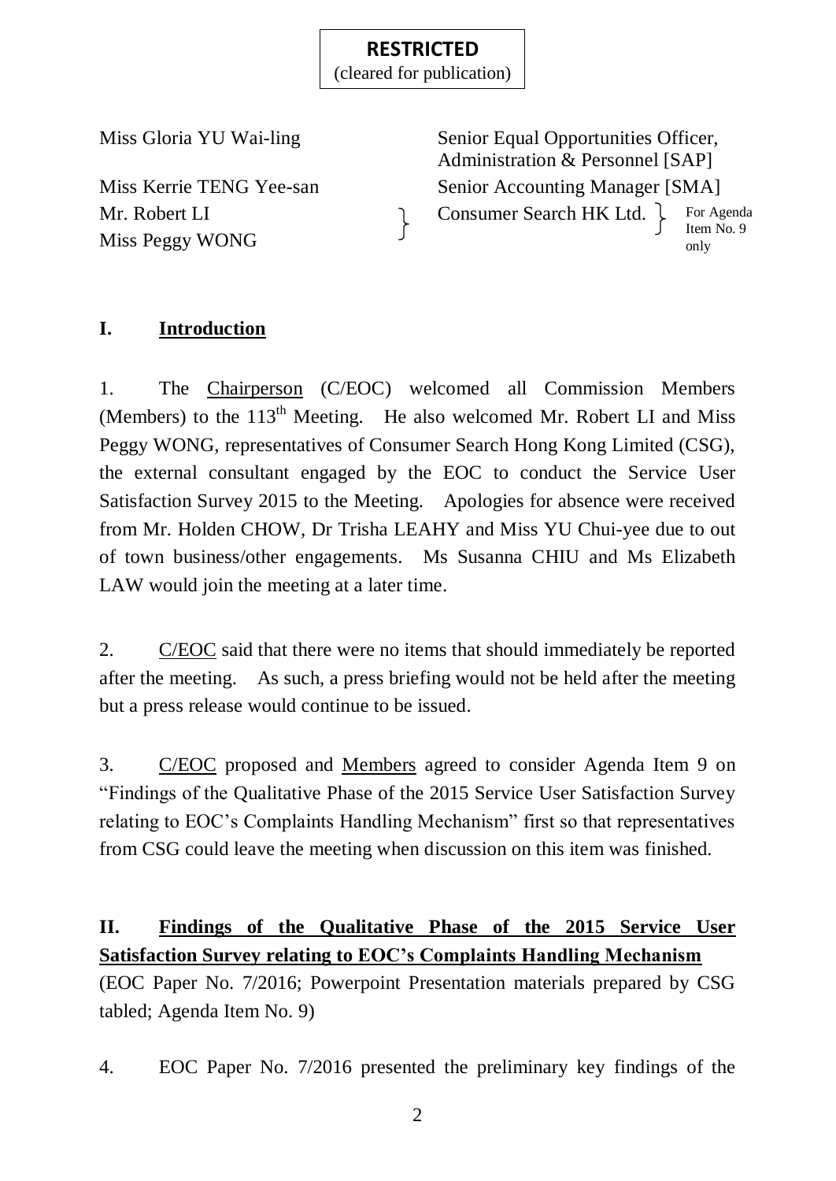**RESTRICTED**
(cleared for publication)

| | |
|---|---|
| Miss Gloria YU Wai-ling | Senior Equal Opportunities Officer, Administration & Personnel [SAP] |
| Miss Kerrie TENG Yee-san | Senior Accounting Manager [SMA] |
| Mr. Robert LI<br>Miss Peggy WONG | Consumer Search HK Ltd. (For Agenda Item No. 9 only) |

## I. Introduction

1. The Chairperson (C/EOC) welcomed all Commission Members (Members) to the 113th Meeting. He also welcomed Mr. Robert LI and Miss Peggy WONG, representatives of Consumer Search Hong Kong Limited (CSG), the external consultant engaged by the EOC to conduct the Service User Satisfaction Survey 2015 to the Meeting. Apologies for absence were received from Mr. Holden CHOW, Dr Trisha LEAHY and Miss YU Chui-yee due to out of town business/other engagements. Ms Susanna CHIU and Ms Elizabeth LAW would join the meeting at a later time.

2. C/EOC said that there were no items that should immediately be reported after the meeting. As such, a press briefing would not be held after the meeting but a press release would continue to be issued.

3. C/EOC proposed and Members agreed to consider Agenda Item 9 on "Findings of the Qualitative Phase of the 2015 Service User Satisfaction Survey relating to EOC's Complaints Handling Mechanism" first so that representatives from CSG could leave the meeting when discussion on this item was finished.

## II. Findings of the Qualitative Phase of the 2015 Service User Satisfaction Survey relating to EOC's Complaints Handling Mechanism

(EOC Paper No. 7/2016; Powerpoint Presentation materials prepared by CSG tabled; Agenda Item No. 9)

4. EOC Paper No. 7/2016 presented the preliminary key findings of the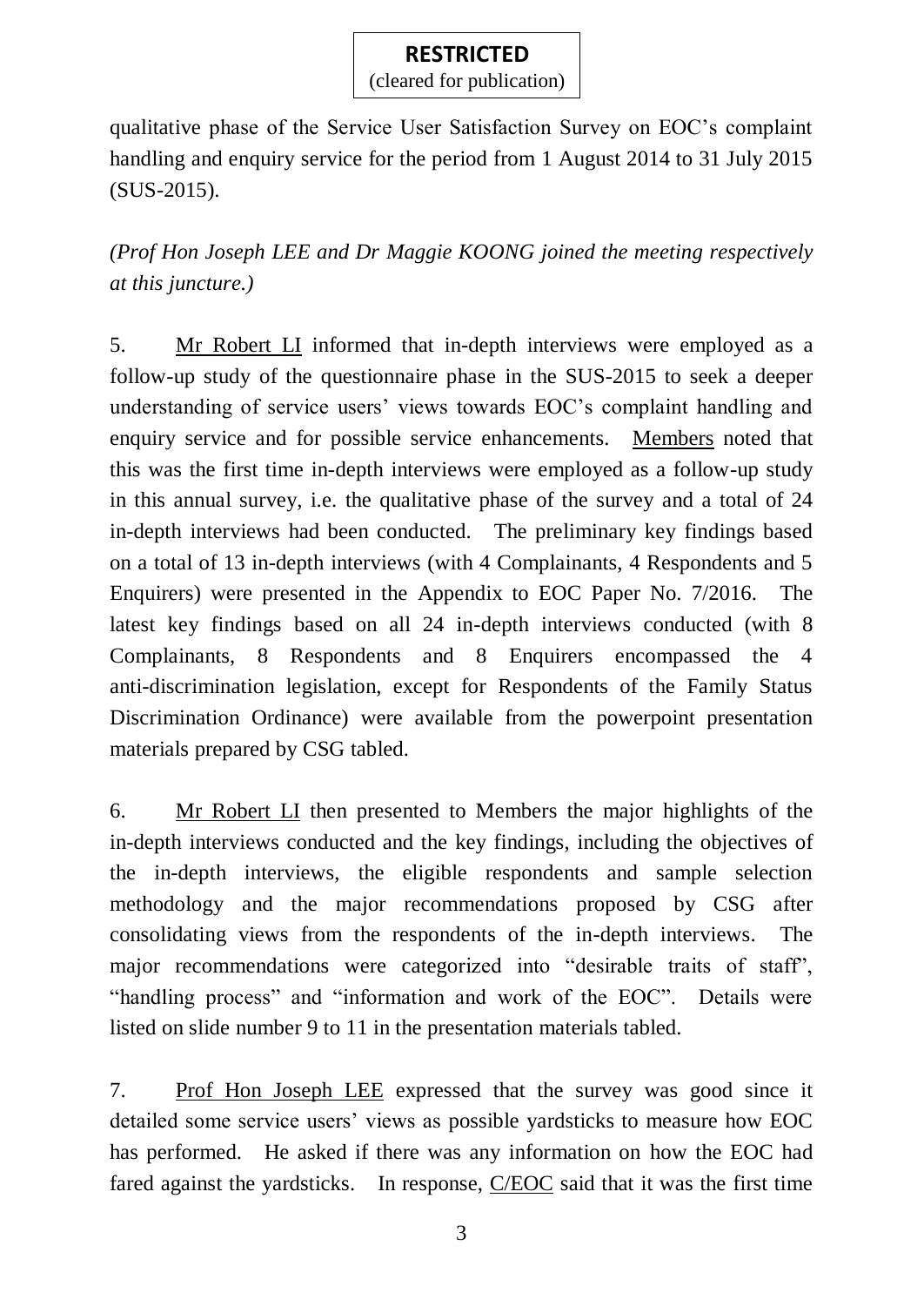qualitative phase of the Service User Satisfaction Survey on EOC's complaint handling and enquiry service for the period from 1 August 2014 to 31 July 2015 (SUS-2015).

*(Prof Hon Joseph LEE and Dr Maggie KOONG joined the meeting respectively at this juncture.)*

5. Mr Robert LI informed that in-depth interviews were employed as a follow-up study of the questionnaire phase in the SUS-2015 to seek a deeper understanding of service users' views towards EOC's complaint handling and enquiry service and for possible service enhancements. Members noted that this was the first time in-depth interviews were employed as a follow-up study in this annual survey, i.e. the qualitative phase of the survey and a total of 24 in-depth interviews had been conducted. The preliminary key findings based on a total of 13 in-depth interviews (with 4 Complainants, 4 Respondents and 5 Enquirers) were presented in the Appendix to EOC Paper No. 7/2016. The latest key findings based on all 24 in-depth interviews conducted (with 8 Complainants, 8 Respondents and 8 Enquirers encompassed the 4 anti-discrimination legislation, except for Respondents of the Family Status Discrimination Ordinance) were available from the powerpoint presentation materials prepared by CSG tabled.

6. Mr Robert LI then presented to Members the major highlights of the in-depth interviews conducted and the key findings, including the objectives of the in-depth interviews, the eligible respondents and sample selection methodology and the major recommendations proposed by CSG after consolidating views from the respondents of the in-depth interviews. The major recommendations were categorized into "desirable traits of staff", "handling process" and "information and work of the EOC". Details were listed on slide number 9 to 11 in the presentation materials tabled.

7. Prof Hon Joseph LEE expressed that the survey was good since it detailed some service users' views as possible yardsticks to measure how EOC has performed. He asked if there was any information on how the EOC had fared against the yardsticks. In response, C/EOC said that it was the first time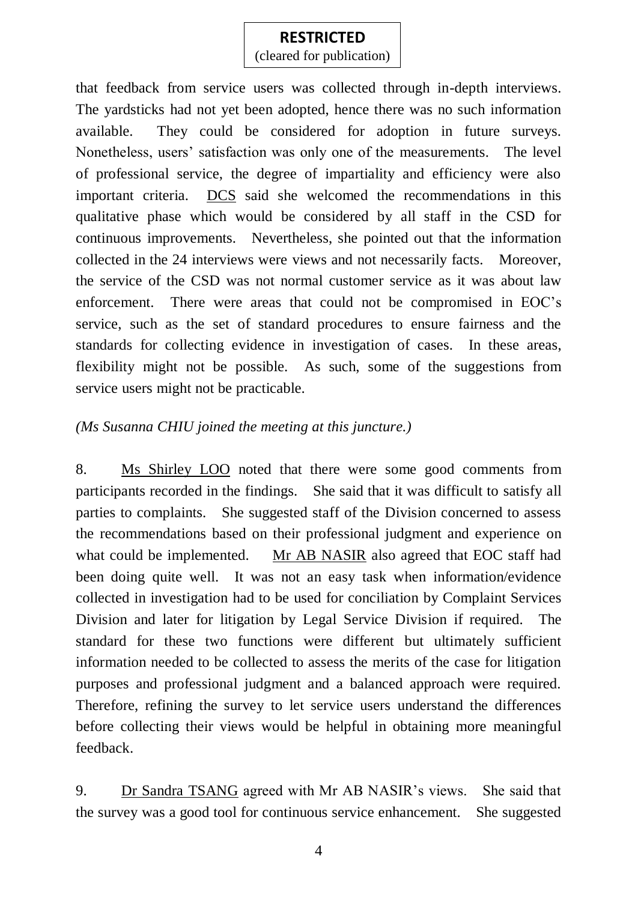that feedback from service users was collected through in-depth interviews. The yardsticks had not yet been adopted, hence there was no such information available. They could be considered for adoption in future surveys. Nonetheless, users' satisfaction was only one of the measurements. The level of professional service, the degree of impartiality and efficiency were also important criteria. DCS said she welcomed the recommendations in this qualitative phase which would be considered by all staff in the CSD for continuous improvements. Nevertheless, she pointed out that the information collected in the 24 interviews were views and not necessarily facts. Moreover, the service of the CSD was not normal customer service as it was about law enforcement. There were areas that could not be compromised in EOC's service, such as the set of standard procedures to ensure fairness and the standards for collecting evidence in investigation of cases. In these areas, flexibility might not be possible. As such, some of the suggestions from service users might not be practicable.

*(Ms Susanna CHIU joined the meeting at this juncture.)*

8. Ms Shirley LOO noted that there were some good comments from participants recorded in the findings. She said that it was difficult to satisfy all parties to complaints. She suggested staff of the Division concerned to assess the recommendations based on their professional judgment and experience on what could be implemented. Mr AB NASIR also agreed that EOC staff had been doing quite well. It was not an easy task when information/evidence collected in investigation had to be used for conciliation by Complaint Services Division and later for litigation by Legal Service Division if required. The standard for these two functions were different but ultimately sufficient information needed to be collected to assess the merits of the case for litigation purposes and professional judgment and a balanced approach were required. Therefore, refining the survey to let service users understand the differences before collecting their views would be helpful in obtaining more meaningful feedback.

9. Dr Sandra TSANG agreed with Mr AB NASIR's views. She said that the survey was a good tool for continuous service enhancement. She suggested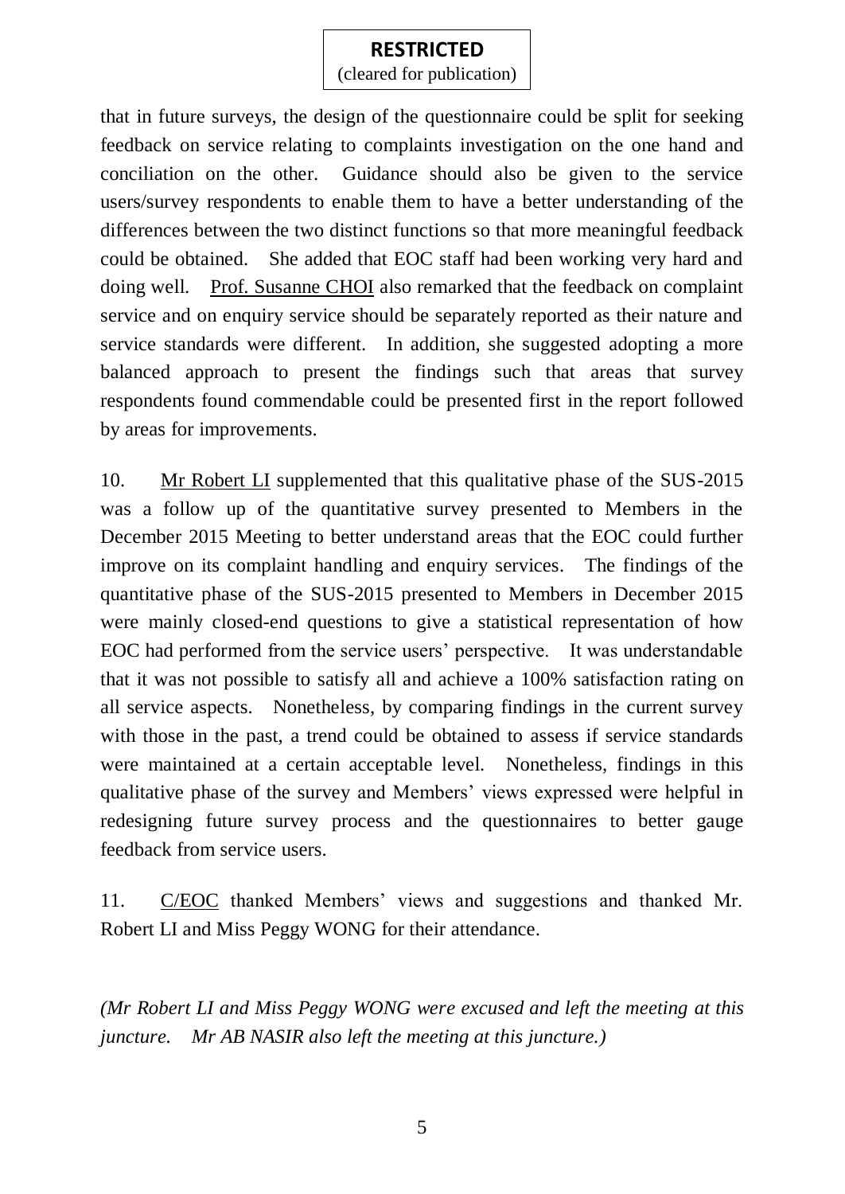that in future surveys, the design of the questionnaire could be split for seeking feedback on service relating to complaints investigation on the one hand and conciliation on the other. Guidance should also be given to the service users/survey respondents to enable them to have a better understanding of the differences between the two distinct functions so that more meaningful feedback could be obtained. She added that EOC staff had been working very hard and doing well. Prof. Susanne CHOI also remarked that the feedback on complaint service and on enquiry service should be separately reported as their nature and service standards were different. In addition, she suggested adopting a more balanced approach to present the findings such that areas that survey respondents found commendable could be presented first in the report followed by areas for improvements.

10. Mr Robert LI supplemented that this qualitative phase of the SUS-2015 was a follow up of the quantitative survey presented to Members in the December 2015 Meeting to better understand areas that the EOC could further improve on its complaint handling and enquiry services. The findings of the quantitative phase of the SUS-2015 presented to Members in December 2015 were mainly closed-end questions to give a statistical representation of how EOC had performed from the service users' perspective. It was understandable that it was not possible to satisfy all and achieve a 100% satisfaction rating on all service aspects. Nonetheless, by comparing findings in the current survey with those in the past, a trend could be obtained to assess if service standards were maintained at a certain acceptable level. Nonetheless, findings in this qualitative phase of the survey and Members' views expressed were helpful in redesigning future survey process and the questionnaires to better gauge feedback from service users.

11. C/EOC thanked Members' views and suggestions and thanked Mr. Robert LI and Miss Peggy WONG for their attendance.

*(Mr Robert LI and Miss Peggy WONG were excused and left the meeting at this juncture. Mr AB NASIR also left the meeting at this juncture.)*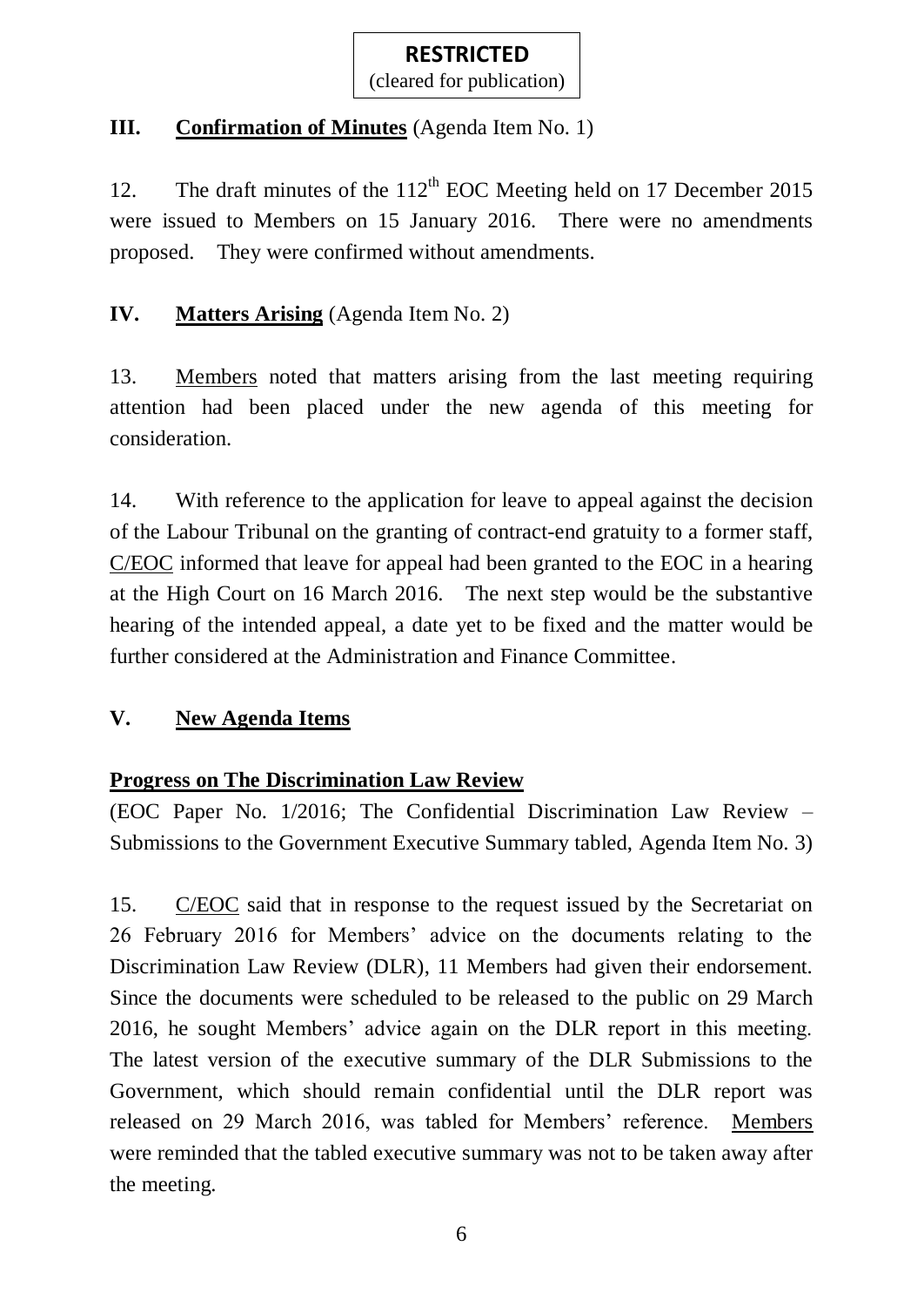**RESTRICTED**
(cleared for publication)

## III. Confirmation of Minutes (Agenda Item No. 1)

12. The draft minutes of the 112th EOC Meeting held on 17 December 2015 were issued to Members on 15 January 2016. There were no amendments proposed. They were confirmed without amendments.

## IV. Matters Arising (Agenda Item No. 2)

13. Members noted that matters arising from the last meeting requiring attention had been placed under the new agenda of this meeting for consideration.

14. With reference to the application for leave to appeal against the decision of the Labour Tribunal on the granting of contract-end gratuity to a former staff, C/EOC informed that leave for appeal had been granted to the EOC in a hearing at the High Court on 16 March 2016. The next step would be the substantive hearing of the intended appeal, a date yet to be fixed and the matter would be further considered at the Administration and Finance Committee.

## V. New Agenda Items

### Progress on The Discrimination Law Review

(EOC Paper No. 1/2016; The Confidential Discrimination Law Review – Submissions to the Government Executive Summary tabled, Agenda Item No. 3)

15. C/EOC said that in response to the request issued by the Secretariat on 26 February 2016 for Members' advice on the documents relating to the Discrimination Law Review (DLR), 11 Members had given their endorsement. Since the documents were scheduled to be released to the public on 29 March 2016, he sought Members' advice again on the DLR report in this meeting. The latest version of the executive summary of the DLR Submissions to the Government, which should remain confidential until the DLR report was released on 29 March 2016, was tabled for Members' reference. Members were reminded that the tabled executive summary was not to be taken away after the meeting.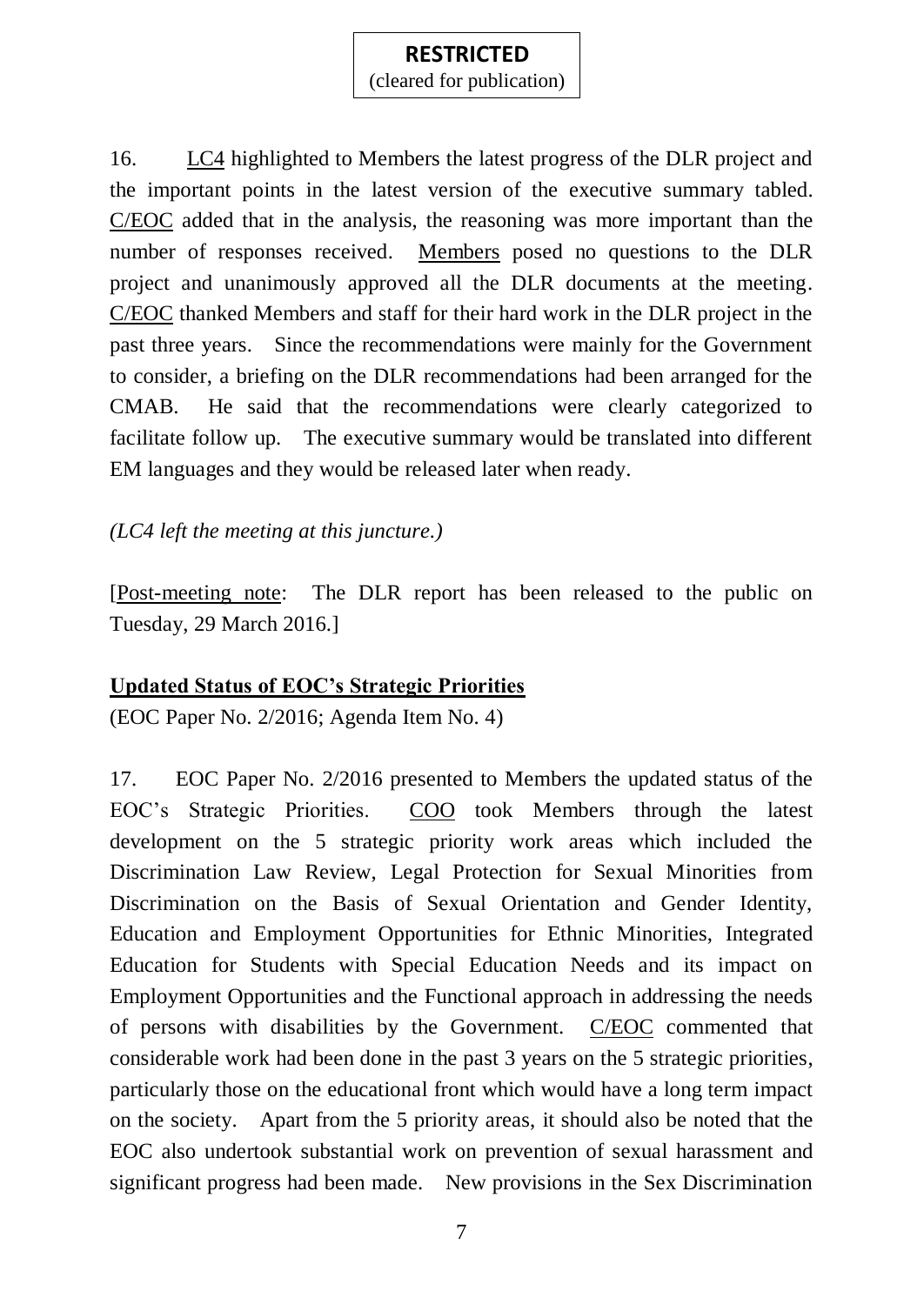16. LC4 highlighted to Members the latest progress of the DLR project and the important points in the latest version of the executive summary tabled. C/EOC added that in the analysis, the reasoning was more important than the number of responses received. Members posed no questions to the DLR project and unanimously approved all the DLR documents at the meeting. C/EOC thanked Members and staff for their hard work in the DLR project in the past three years. Since the recommendations were mainly for the Government to consider, a briefing on the DLR recommendations had been arranged for the CMAB. He said that the recommendations were clearly categorized to facilitate follow up. The executive summary would be translated into different EM languages and they would be released later when ready.

*(LC4 left the meeting at this juncture.)*

[Post-meeting note: The DLR report has been released to the public on Tuesday, 29 March 2016.]

**Updated Status of EOC's Strategic Priorities**

(EOC Paper No. 2/2016; Agenda Item No. 4)

17. EOC Paper No. 2/2016 presented to Members the updated status of the EOC's Strategic Priorities. COO took Members through the latest development on the 5 strategic priority work areas which included the Discrimination Law Review, Legal Protection for Sexual Minorities from Discrimination on the Basis of Sexual Orientation and Gender Identity, Education and Employment Opportunities for Ethnic Minorities, Integrated Education for Students with Special Education Needs and its impact on Employment Opportunities and the Functional approach in addressing the needs of persons with disabilities by the Government. C/EOC commented that considerable work had been done in the past 3 years on the 5 strategic priorities, particularly those on the educational front which would have a long term impact on the society. Apart from the 5 priority areas, it should also be noted that the EOC also undertook substantial work on prevention of sexual harassment and significant progress had been made. New provisions in the Sex Discrimination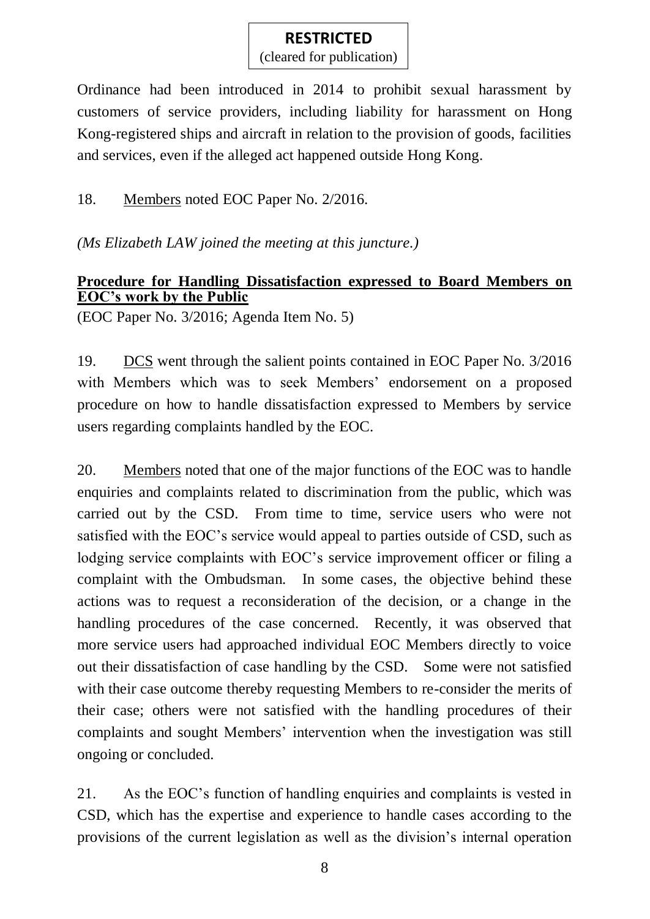Ordinance had been introduced in 2014 to prohibit sexual harassment by customers of service providers, including liability for harassment on Hong Kong-registered ships and aircraft in relation to the provision of goods, facilities and services, even if the alleged act happened outside Hong Kong.

18. Members noted EOC Paper No. 2/2016.

*(Ms Elizabeth LAW joined the meeting at this juncture.)*

**Procedure for Handling Dissatisfaction expressed to Board Members on EOC's work by the Public**

(EOC Paper No. 3/2016; Agenda Item No. 5)

19. DCS went through the salient points contained in EOC Paper No. 3/2016 with Members which was to seek Members' endorsement on a proposed procedure on how to handle dissatisfaction expressed to Members by service users regarding complaints handled by the EOC.

20. Members noted that one of the major functions of the EOC was to handle enquiries and complaints related to discrimination from the public, which was carried out by the CSD. From time to time, service users who were not satisfied with the EOC's service would appeal to parties outside of CSD, such as lodging service complaints with EOC's service improvement officer or filing a complaint with the Ombudsman. In some cases, the objective behind these actions was to request a reconsideration of the decision, or a change in the handling procedures of the case concerned. Recently, it was observed that more service users had approached individual EOC Members directly to voice out their dissatisfaction of case handling by the CSD. Some were not satisfied with their case outcome thereby requesting Members to re-consider the merits of their case; others were not satisfied with the handling procedures of their complaints and sought Members' intervention when the investigation was still ongoing or concluded.

21. As the EOC's function of handling enquiries and complaints is vested in CSD, which has the expertise and experience to handle cases according to the provisions of the current legislation as well as the division's internal operation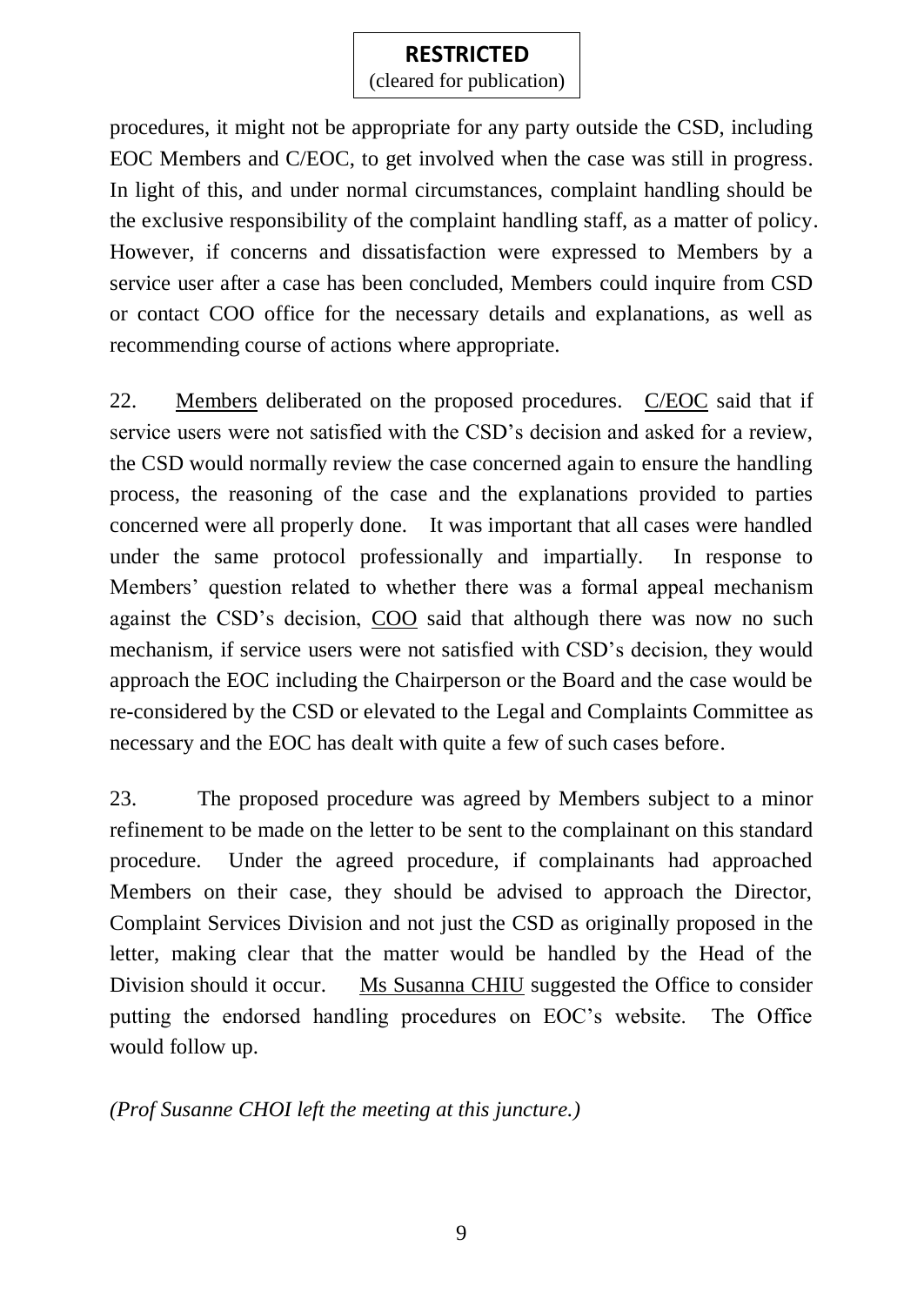procedures, it might not be appropriate for any party outside the CSD, including EOC Members and C/EOC, to get involved when the case was still in progress. In light of this, and under normal circumstances, complaint handling should be the exclusive responsibility of the complaint handling staff, as a matter of policy. However, if concerns and dissatisfaction were expressed to Members by a service user after a case has been concluded, Members could inquire from CSD or contact COO office for the necessary details and explanations, as well as recommending course of actions where appropriate.

22. Members deliberated on the proposed procedures. C/EOC said that if service users were not satisfied with the CSD's decision and asked for a review, the CSD would normally review the case concerned again to ensure the handling process, the reasoning of the case and the explanations provided to parties concerned were all properly done. It was important that all cases were handled under the same protocol professionally and impartially. In response to Members' question related to whether there was a formal appeal mechanism against the CSD's decision, COO said that although there was now no such mechanism, if service users were not satisfied with CSD's decision, they would approach the EOC including the Chairperson or the Board and the case would be re-considered by the CSD or elevated to the Legal and Complaints Committee as necessary and the EOC has dealt with quite a few of such cases before.

23. The proposed procedure was agreed by Members subject to a minor refinement to be made on the letter to be sent to the complainant on this standard procedure. Under the agreed procedure, if complainants had approached Members on their case, they should be advised to approach the Director, Complaint Services Division and not just the CSD as originally proposed in the letter, making clear that the matter would be handled by the Head of the Division should it occur. Ms Susanna CHIU suggested the Office to consider putting the endorsed handling procedures on EOC's website. The Office would follow up.

*(Prof Susanne CHOI left the meeting at this juncture.)*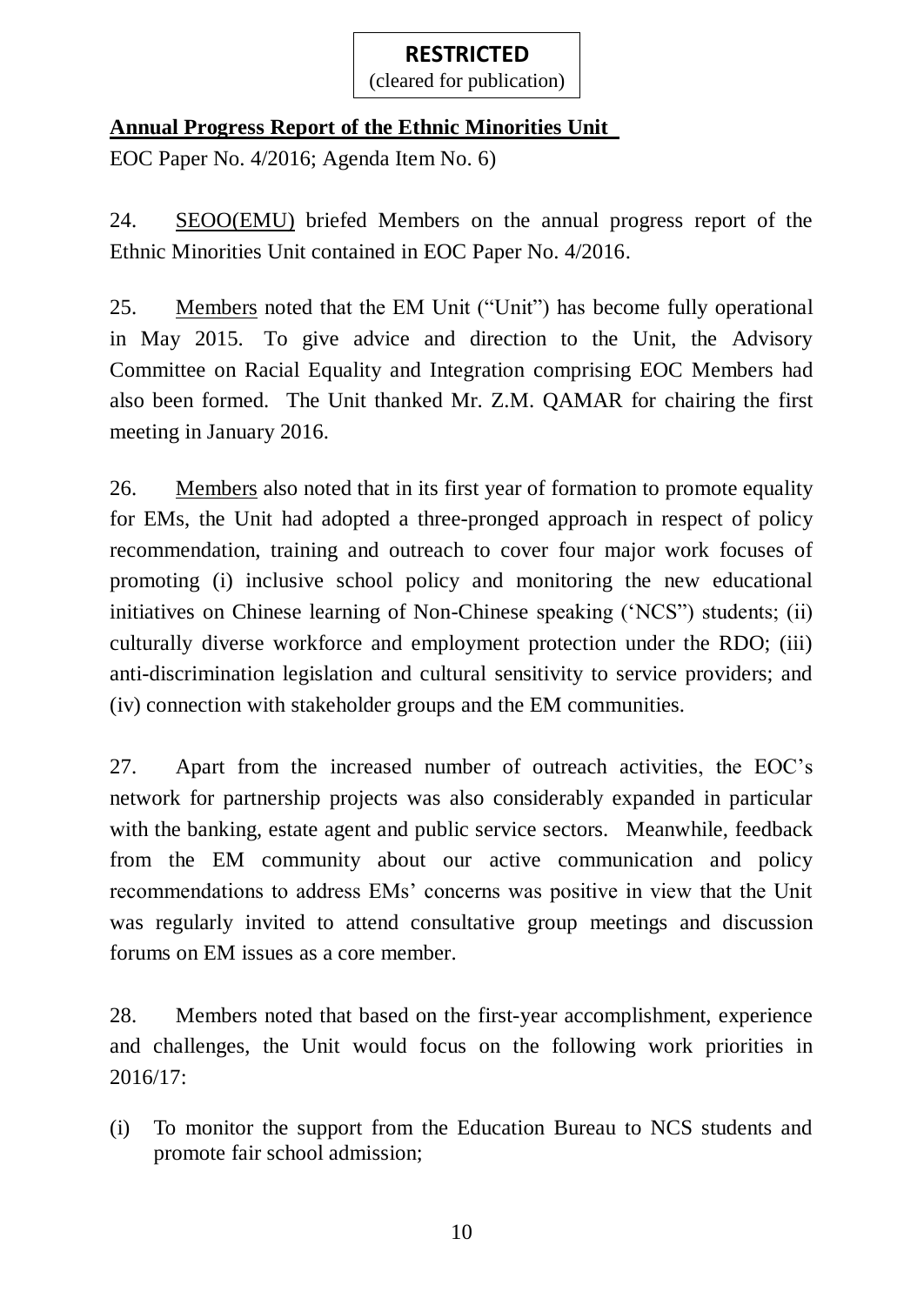**RESTRICTED**
(cleared for publication)

**Annual Progress Report of the Ethnic Minorities Unit**

EOC Paper No. 4/2016; Agenda Item No. 6)

24. SEOO(EMU) briefed Members on the annual progress report of the Ethnic Minorities Unit contained in EOC Paper No. 4/2016.

25. Members noted that the EM Unit ("Unit") has become fully operational in May 2015. To give advice and direction to the Unit, the Advisory Committee on Racial Equality and Integration comprising EOC Members had also been formed. The Unit thanked Mr. Z.M. QAMAR for chairing the first meeting in January 2016.

26. Members also noted that in its first year of formation to promote equality for EMs, the Unit had adopted a three-pronged approach in respect of policy recommendation, training and outreach to cover four major work focuses of promoting (i) inclusive school policy and monitoring the new educational initiatives on Chinese learning of Non-Chinese speaking ('NCS") students; (ii) culturally diverse workforce and employment protection under the RDO; (iii) anti-discrimination legislation and cultural sensitivity to service providers; and (iv) connection with stakeholder groups and the EM communities.

27. Apart from the increased number of outreach activities, the EOC's network for partnership projects was also considerably expanded in particular with the banking, estate agent and public service sectors. Meanwhile, feedback from the EM community about our active communication and policy recommendations to address EMs' concerns was positive in view that the Unit was regularly invited to attend consultative group meetings and discussion forums on EM issues as a core member.

28. Members noted that based on the first-year accomplishment, experience and challenges, the Unit would focus on the following work priorities in 2016/17:

(i) To monitor the support from the Education Bureau to NCS students and promote fair school admission;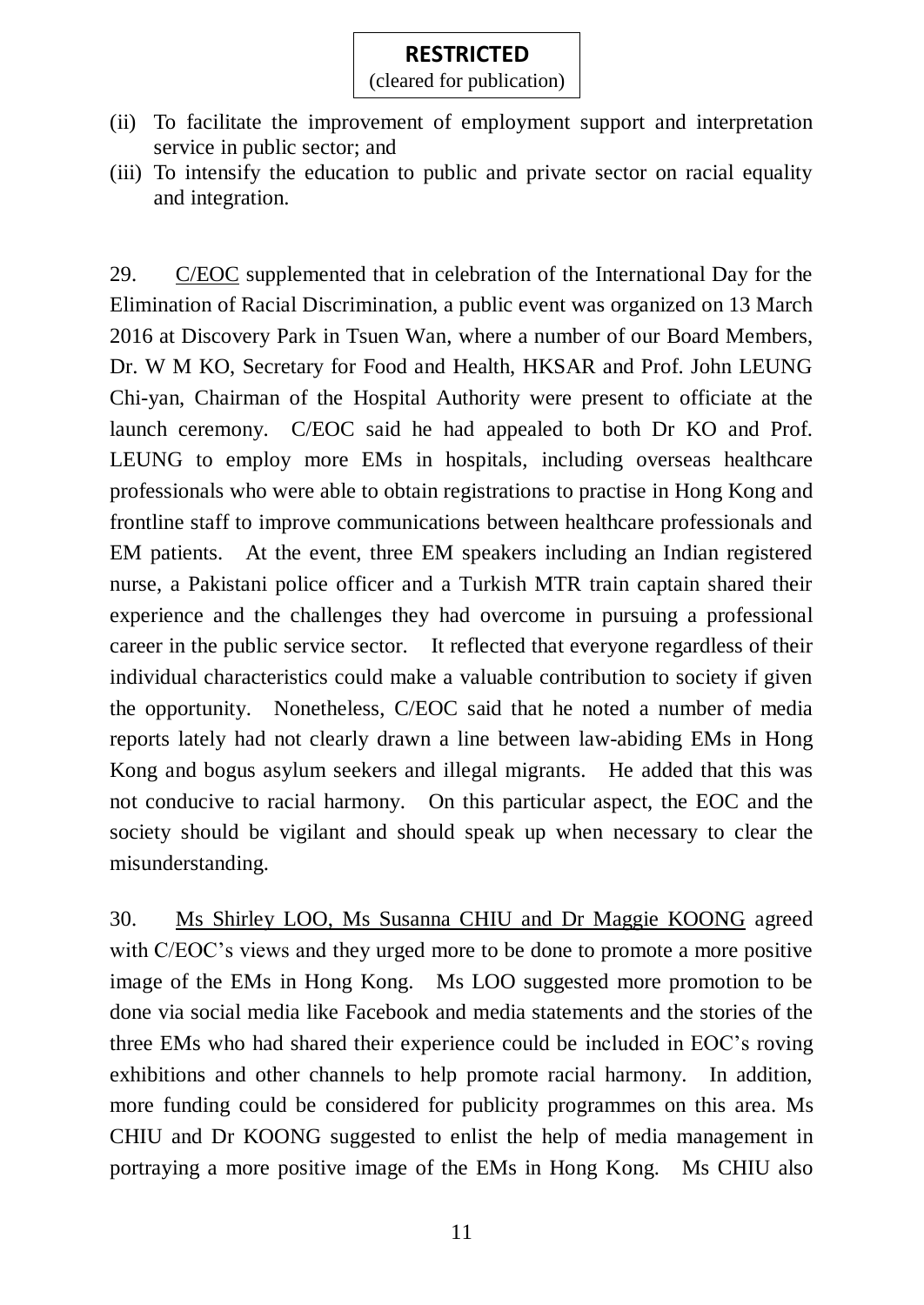(ii) To facilitate the improvement of employment support and interpretation service in public sector; and
(iii) To intensify the education to public and private sector on racial equality and integration.

29. C/EOC supplemented that in celebration of the International Day for the Elimination of Racial Discrimination, a public event was organized on 13 March 2016 at Discovery Park in Tsuen Wan, where a number of our Board Members, Dr. W M KO, Secretary for Food and Health, HKSAR and Prof. John LEUNG Chi-yan, Chairman of the Hospital Authority were present to officiate at the launch ceremony. C/EOC said he had appealed to both Dr KO and Prof. LEUNG to employ more EMs in hospitals, including overseas healthcare professionals who were able to obtain registrations to practise in Hong Kong and frontline staff to improve communications between healthcare professionals and EM patients. At the event, three EM speakers including an Indian registered nurse, a Pakistani police officer and a Turkish MTR train captain shared their experience and the challenges they had overcome in pursuing a professional career in the public service sector. It reflected that everyone regardless of their individual characteristics could make a valuable contribution to society if given the opportunity. Nonetheless, C/EOC said that he noted a number of media reports lately had not clearly drawn a line between law-abiding EMs in Hong Kong and bogus asylum seekers and illegal migrants. He added that this was not conducive to racial harmony. On this particular aspect, the EOC and the society should be vigilant and should speak up when necessary to clear the misunderstanding.

30. Ms Shirley LOO, Ms Susanna CHIU and Dr Maggie KOONG agreed with C/EOC's views and they urged more to be done to promote a more positive image of the EMs in Hong Kong. Ms LOO suggested more promotion to be done via social media like Facebook and media statements and the stories of the three EMs who had shared their experience could be included in EOC's roving exhibitions and other channels to help promote racial harmony. In addition, more funding could be considered for publicity programmes on this area. Ms CHIU and Dr KOONG suggested to enlist the help of media management in portraying a more positive image of the EMs in Hong Kong. Ms CHIU also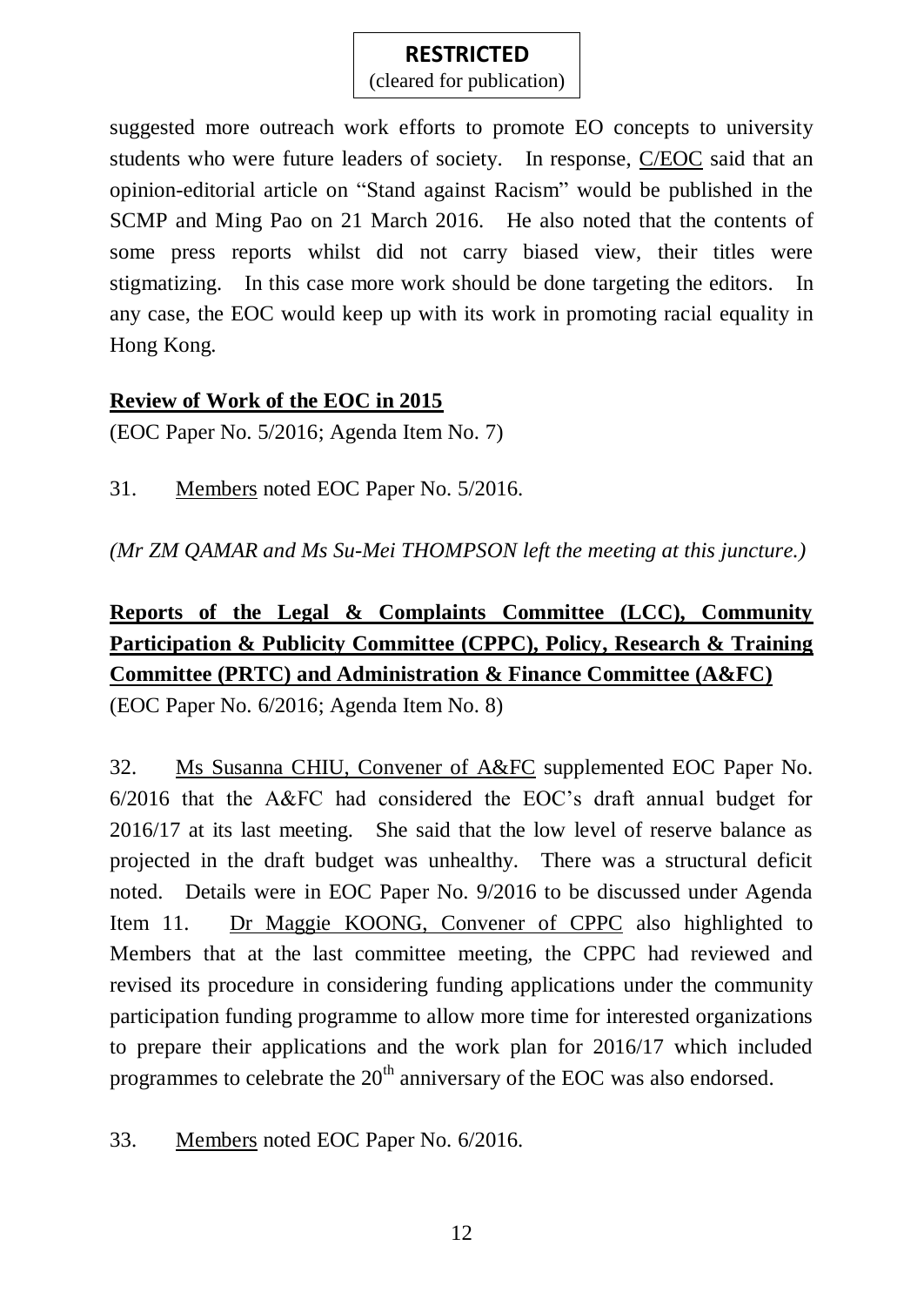suggested more outreach work efforts to promote EO concepts to university students who were future leaders of society. In response, <u>C/EOC</u> said that an opinion-editorial article on "Stand against Racism" would be published in the SCMP and Ming Pao on 21 March 2016. He also noted that the contents of some press reports whilst did not carry biased view, their titles were stigmatizing. In this case more work should be done targeting the editors. In any case, the EOC would keep up with its work in promoting racial equality in Hong Kong.

**<u>Review of Work of the EOC in 2015</u>**

(EOC Paper No. 5/2016; Agenda Item No. 7)

31. <u>Members</u> noted EOC Paper No. 5/2016.

*(Mr ZM QAMAR and Ms Su-Mei THOMPSON left the meeting at this juncture.)*

**<u>Reports of the Legal & Complaints Committee (LCC), Community Participation & Publicity Committee (CPPC), Policy, Research & Training Committee (PRTC) and Administration & Finance Committee (A&FC)</u>**

(EOC Paper No. 6/2016; Agenda Item No. 8)

32. <u>Ms Susanna CHIU, Convener of A&FC</u> supplemented EOC Paper No. 6/2016 that the A&FC had considered the EOC's draft annual budget for 2016/17 at its last meeting. She said that the low level of reserve balance as projected in the draft budget was unhealthy. There was a structural deficit noted. Details were in EOC Paper No. 9/2016 to be discussed under Agenda Item 11. <u>Dr Maggie KOONG, Convener of CPPC</u> also highlighted to Members that at the last committee meeting, the CPPC had reviewed and revised its procedure in considering funding applications under the community participation funding programme to allow more time for interested organizations to prepare their applications and the work plan for 2016/17 which included programmes to celebrate the 20th anniversary of the EOC was also endorsed.

33. <u>Members</u> noted EOC Paper No. 6/2016.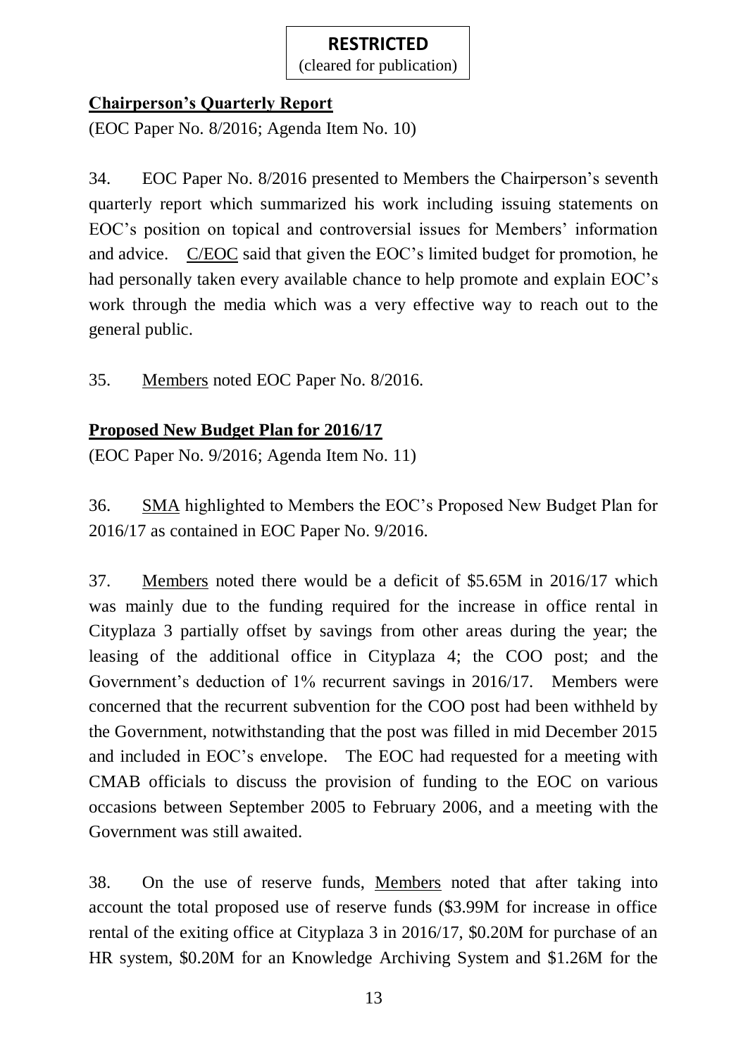**RESTRICTED**
(cleared for publication)

**Chairperson's Quarterly Report**

(EOC Paper No. 8/2016; Agenda Item No. 10)

34. EOC Paper No. 8/2016 presented to Members the Chairperson's seventh quarterly report which summarized his work including issuing statements on EOC's position on topical and controversial issues for Members' information and advice. C/EOC said that given the EOC's limited budget for promotion, he had personally taken every available chance to help promote and explain EOC's work through the media which was a very effective way to reach out to the general public.

35. Members noted EOC Paper No. 8/2016.

**Proposed New Budget Plan for 2016/17**

(EOC Paper No. 9/2016; Agenda Item No. 11)

36. SMA highlighted to Members the EOC's Proposed New Budget Plan for 2016/17 as contained in EOC Paper No. 9/2016.

37. Members noted there would be a deficit of $5.65M in 2016/17 which was mainly due to the funding required for the increase in office rental in Cityplaza 3 partially offset by savings from other areas during the year; the leasing of the additional office in Cityplaza 4; the COO post; and the Government's deduction of 1% recurrent savings in 2016/17. Members were concerned that the recurrent subvention for the COO post had been withheld by the Government, notwithstanding that the post was filled in mid December 2015 and included in EOC's envelope. The EOC had requested for a meeting with CMAB officials to discuss the provision of funding to the EOC on various occasions between September 2005 to February 2006, and a meeting with the Government was still awaited.

38. On the use of reserve funds, Members noted that after taking into account the total proposed use of reserve funds ($3.99M for increase in office rental of the exiting office at Cityplaza 3 in 2016/17, $0.20M for purchase of an HR system, $0.20M for an Knowledge Archiving System and $1.26M for the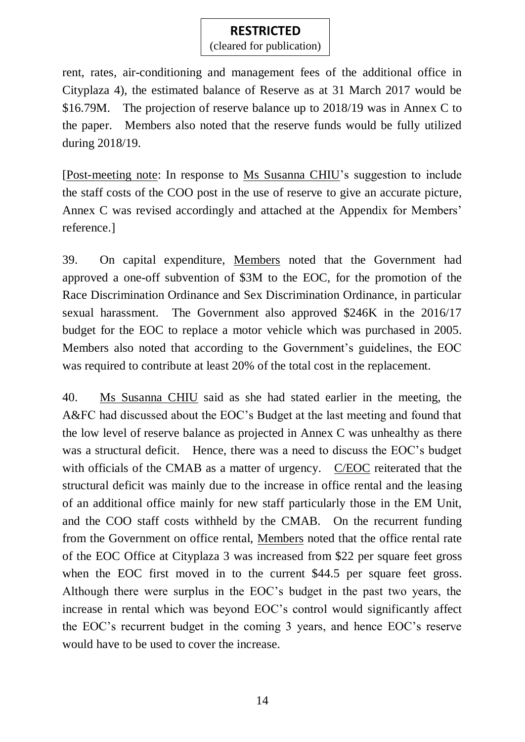rent, rates, air-conditioning and management fees of the additional office in Cityplaza 4), the estimated balance of Reserve as at 31 March 2017 would be \$16.79M. The projection of reserve balance up to 2018/19 was in Annex C to the paper. Members also noted that the reserve funds would be fully utilized during 2018/19.

[Post-meeting note: In response to Ms Susanna CHIU's suggestion to include the staff costs of the COO post in the use of reserve to give an accurate picture, Annex C was revised accordingly and attached at the Appendix for Members' reference.]

39. On capital expenditure, Members noted that the Government had approved a one-off subvention of \$3M to the EOC, for the promotion of the Race Discrimination Ordinance and Sex Discrimination Ordinance, in particular sexual harassment. The Government also approved \$246K in the 2016/17 budget for the EOC to replace a motor vehicle which was purchased in 2005. Members also noted that according to the Government's guidelines, the EOC was required to contribute at least 20% of the total cost in the replacement.

40. Ms Susanna CHIU said as she had stated earlier in the meeting, the A&FC had discussed about the EOC's Budget at the last meeting and found that the low level of reserve balance as projected in Annex C was unhealthy as there was a structural deficit. Hence, there was a need to discuss the EOC's budget with officials of the CMAB as a matter of urgency. C/EOC reiterated that the structural deficit was mainly due to the increase in office rental and the leasing of an additional office mainly for new staff particularly those in the EM Unit, and the COO staff costs withheld by the CMAB. On the recurrent funding from the Government on office rental, Members noted that the office rental rate of the EOC Office at Cityplaza 3 was increased from \$22 per square feet gross when the EOC first moved in to the current \$44.5 per square feet gross. Although there were surplus in the EOC's budget in the past two years, the increase in rental which was beyond EOC's control would significantly affect the EOC's recurrent budget in the coming 3 years, and hence EOC's reserve would have to be used to cover the increase.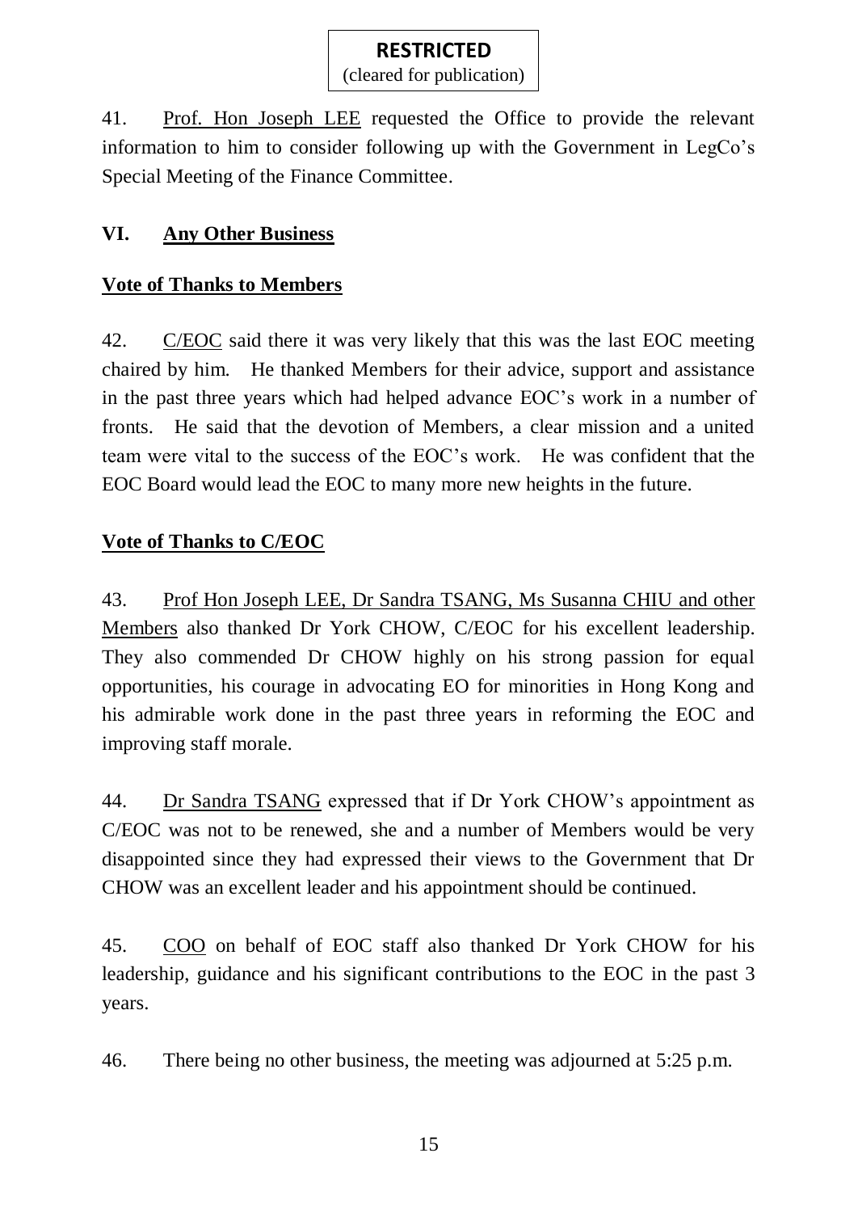**RESTRICTED**
(cleared for publication)

41. Prof. Hon Joseph LEE requested the Office to provide the relevant information to him to consider following up with the Government in LegCo's Special Meeting of the Finance Committee.

## VI. Any Other Business

### Vote of Thanks to Members

42. C/EOC said there it was very likely that this was the last EOC meeting chaired by him. He thanked Members for their advice, support and assistance in the past three years which had helped advance EOC's work in a number of fronts. He said that the devotion of Members, a clear mission and a united team were vital to the success of the EOC's work. He was confident that the EOC Board would lead the EOC to many more new heights in the future.

### Vote of Thanks to C/EOC

43. Prof Hon Joseph LEE, Dr Sandra TSANG, Ms Susanna CHIU and other Members also thanked Dr York CHOW, C/EOC for his excellent leadership. They also commended Dr CHOW highly on his strong passion for equal opportunities, his courage in advocating EO for minorities in Hong Kong and his admirable work done in the past three years in reforming the EOC and improving staff morale.

44. Dr Sandra TSANG expressed that if Dr York CHOW's appointment as C/EOC was not to be renewed, she and a number of Members would be very disappointed since they had expressed their views to the Government that Dr CHOW was an excellent leader and his appointment should be continued.

45. COO on behalf of EOC staff also thanked Dr York CHOW for his leadership, guidance and his significant contributions to the EOC in the past 3 years.

46. There being no other business, the meeting was adjourned at 5:25 p.m.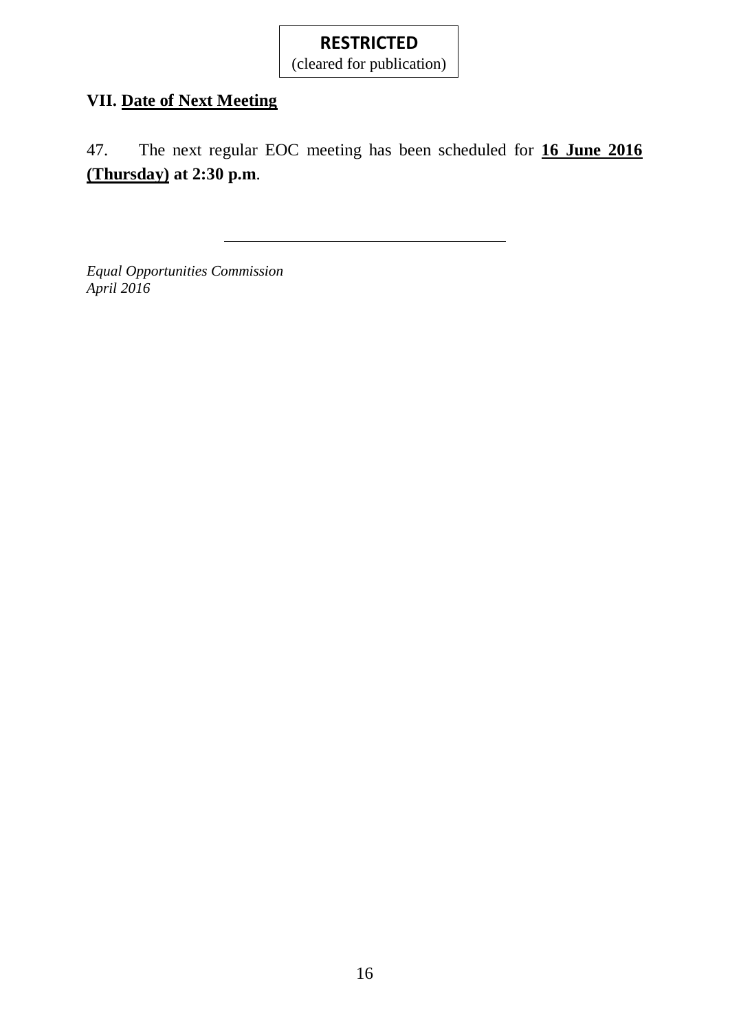**RESTRICTED**
(cleared for publication)

## VII. Date of Next Meeting

47. The next regular EOC meeting has been scheduled for **16 June 2016 (Thursday) at 2:30 p.m**.

---

*Equal Opportunities Commission*
*April 2016*